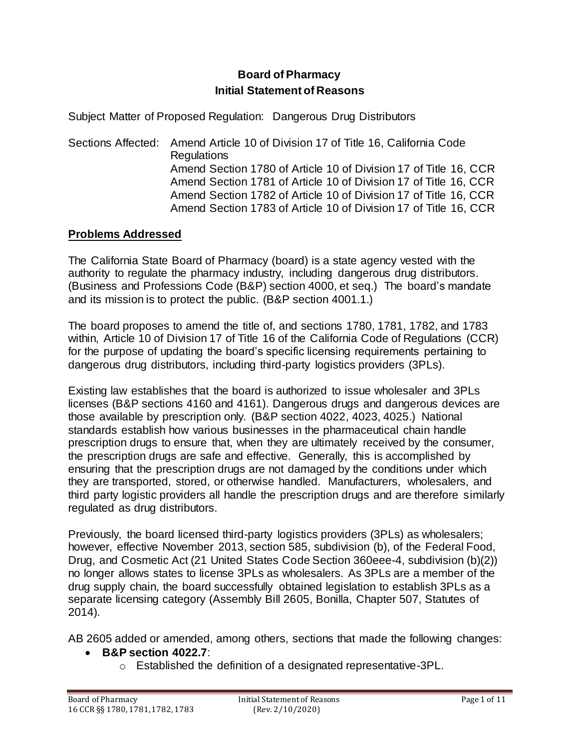**Board of Pharmacy**
**Initial Statement of Reasons**

Subject Matter of Proposed Regulation: Dangerous Drug Distributors

Sections Affected: Amend Article 10 of Division 17 of Title 16, California Code Regulations
Amend Section 1780 of Article 10 of Division 17 of Title 16, CCR
Amend Section 1781 of Article 10 of Division 17 of Title 16, CCR
Amend Section 1782 of Article 10 of Division 17 of Title 16, CCR
Amend Section 1783 of Article 10 of Division 17 of Title 16, CCR

## Problems Addressed

The California State Board of Pharmacy (board) is a state agency vested with the authority to regulate the pharmacy industry, including dangerous drug distributors. (Business and Professions Code (B&P) section 4000, et seq.) The board's mandate and its mission is to protect the public. (B&P section 4001.1.)

The board proposes to amend the title of, and sections 1780, 1781, 1782, and 1783 within, Article 10 of Division 17 of Title 16 of the California Code of Regulations (CCR) for the purpose of updating the board's specific licensing requirements pertaining to dangerous drug distributors, including third-party logistics providers (3PLs).

Existing law establishes that the board is authorized to issue wholesaler and 3PLs licenses (B&P sections 4160 and 4161). Dangerous drugs and dangerous devices are those available by prescription only. (B&P section 4022, 4023, 4025.) National standards establish how various businesses in the pharmaceutical chain handle prescription drugs to ensure that, when they are ultimately received by the consumer, the prescription drugs are safe and effective. Generally, this is accomplished by ensuring that the prescription drugs are not damaged by the conditions under which they are transported, stored, or otherwise handled. Manufacturers, wholesalers, and third party logistic providers all handle the prescription drugs and are therefore similarly regulated as drug distributors.

Previously, the board licensed third-party logistics providers (3PLs) as wholesalers; however, effective November 2013, section 585, subdivision (b), of the Federal Food, Drug, and Cosmetic Act (21 United States Code Section 360eee-4, subdivision (b)(2)) no longer allows states to license 3PLs as wholesalers. As 3PLs are a member of the drug supply chain, the board successfully obtained legislation to establish 3PLs as a separate licensing category (Assembly Bill 2605, Bonilla, Chapter 507, Statutes of 2014).

AB 2605 added or amended, among others, sections that made the following changes:

- **B&P section 4022.7**:
  - Established the definition of a designated representative-3PL.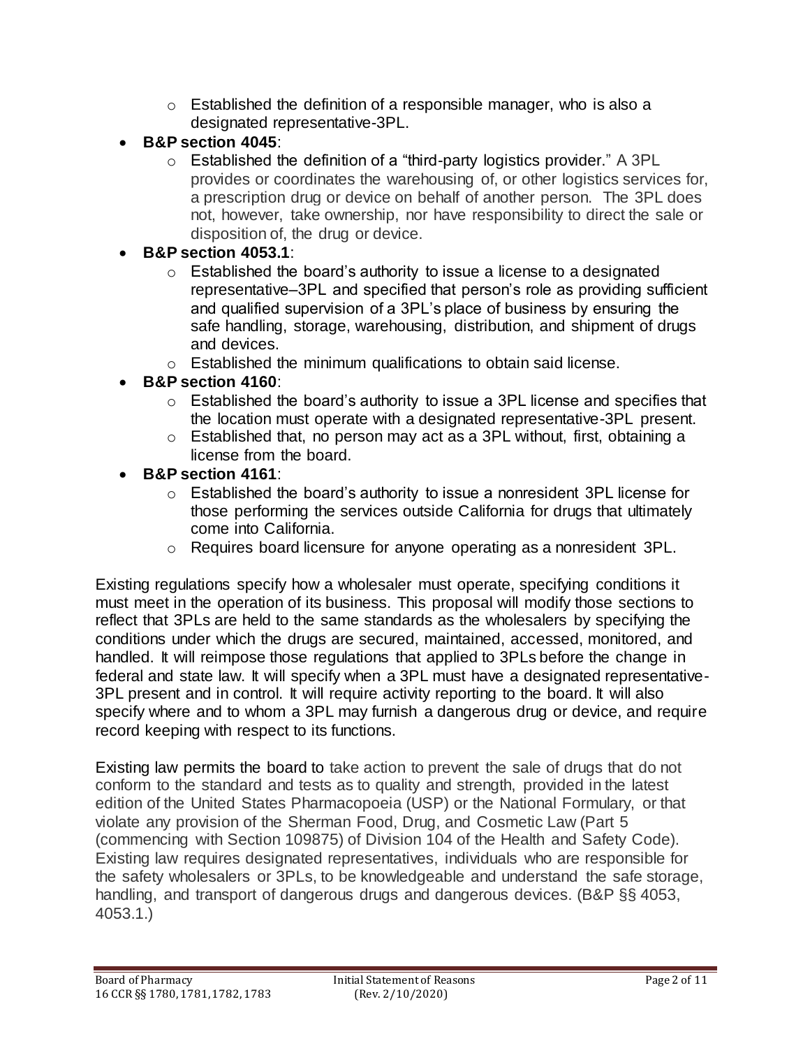- Established the definition of a responsible manager, who is also a designated representative-3PL.
- **B&P section 4045**:
    - Established the definition of a "third-party logistics provider." A 3PL provides or coordinates the warehousing of, or other logistics services for, a prescription drug or device on behalf of another person. The 3PL does not, however, take ownership, nor have responsibility to direct the sale or disposition of, the drug or device.
- **B&P section 4053.1**:
    - Established the board's authority to issue a license to a designated representative–3PL and specified that person's role as providing sufficient and qualified supervision of a 3PL's place of business by ensuring the safe handling, storage, warehousing, distribution, and shipment of drugs and devices.
    - Established the minimum qualifications to obtain said license.
- **B&P section 4160**:
    - Established the board's authority to issue a 3PL license and specifies that the location must operate with a designated representative-3PL present.
    - Established that, no person may act as a 3PL without, first, obtaining a license from the board.
- **B&P section 4161**:
    - Established the board's authority to issue a nonresident 3PL license for those performing the services outside California for drugs that ultimately come into California.
    - Requires board licensure for anyone operating as a nonresident 3PL.

Existing regulations specify how a wholesaler must operate, specifying conditions it must meet in the operation of its business. This proposal will modify those sections to reflect that 3PLs are held to the same standards as the wholesalers by specifying the conditions under which the drugs are secured, maintained, accessed, monitored, and handled. It will reimpose those regulations that applied to 3PLs before the change in federal and state law. It will specify when a 3PL must have a designated representative-3PL present and in control. It will require activity reporting to the board. It will also specify where and to whom a 3PL may furnish a dangerous drug or device, and require record keeping with respect to its functions.

Existing law permits the board to take action to prevent the sale of drugs that do not conform to the standard and tests as to quality and strength, provided in the latest edition of the United States Pharmacopoeia (USP) or the National Formulary, or that violate any provision of the Sherman Food, Drug, and Cosmetic Law (Part 5 (commencing with Section 109875) of Division 104 of the Health and Safety Code). Existing law requires designated representatives, individuals who are responsible for the safety wholesalers or 3PLs, to be knowledgeable and understand the safe storage, handling, and transport of dangerous drugs and dangerous devices. (B&P §§ 4053, 4053.1.)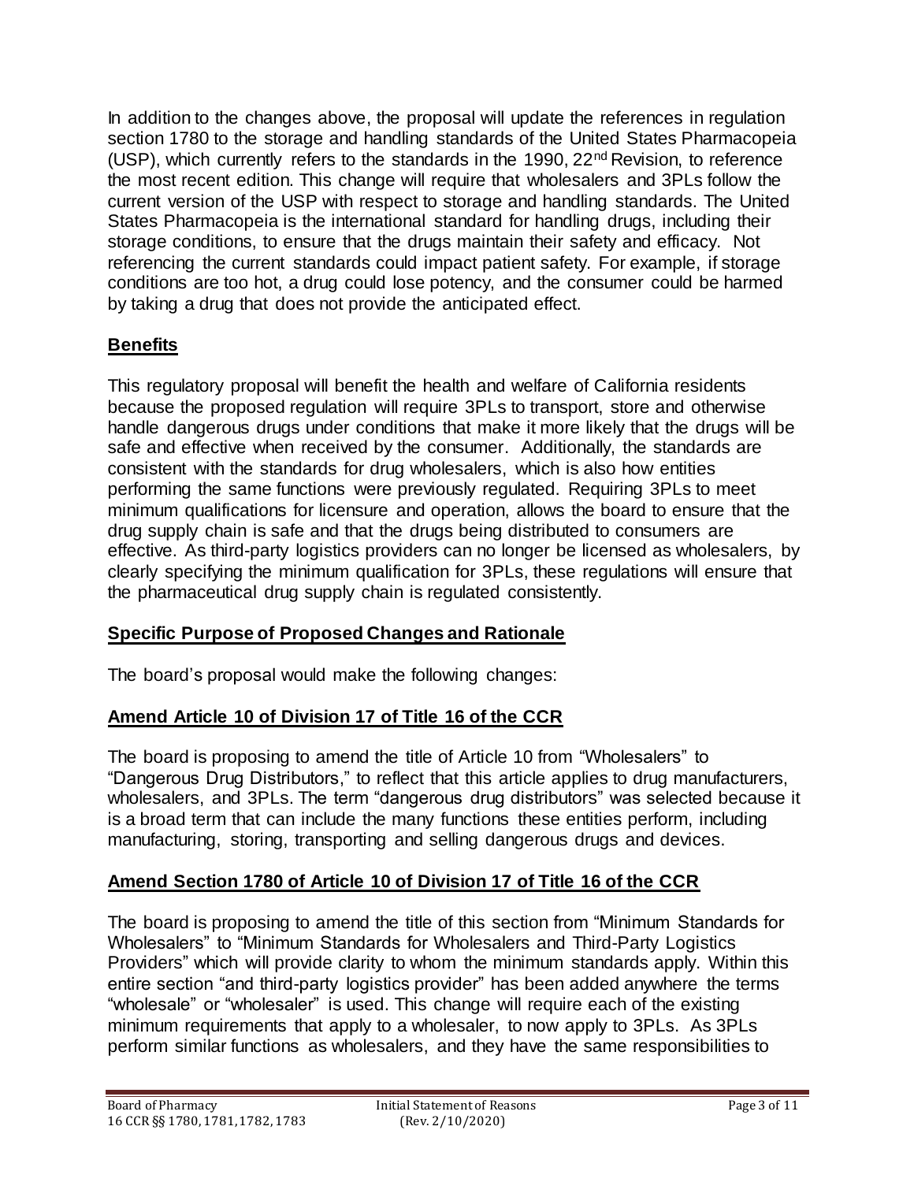In addition to the changes above, the proposal will update the references in regulation section 1780 to the storage and handling standards of the United States Pharmacopeia (USP), which currently refers to the standards in the 1990, 22nd Revision, to reference the most recent edition. This change will require that wholesalers and 3PLs follow the current version of the USP with respect to storage and handling standards. The United States Pharmacopeia is the international standard for handling drugs, including their storage conditions, to ensure that the drugs maintain their safety and efficacy. Not referencing the current standards could impact patient safety. For example, if storage conditions are too hot, a drug could lose potency, and the consumer could be harmed by taking a drug that does not provide the anticipated effect.

## Benefits

This regulatory proposal will benefit the health and welfare of California residents because the proposed regulation will require 3PLs to transport, store and otherwise handle dangerous drugs under conditions that make it more likely that the drugs will be safe and effective when received by the consumer. Additionally, the standards are consistent with the standards for drug wholesalers, which is also how entities performing the same functions were previously regulated. Requiring 3PLs to meet minimum qualifications for licensure and operation, allows the board to ensure that the drug supply chain is safe and that the drugs being distributed to consumers are effective. As third-party logistics providers can no longer be licensed as wholesalers, by clearly specifying the minimum qualification for 3PLs, these regulations will ensure that the pharmaceutical drug supply chain is regulated consistently.

## Specific Purpose of Proposed Changes and Rationale

The board's proposal would make the following changes:

## Amend Article 10 of Division 17 of Title 16 of the CCR

The board is proposing to amend the title of Article 10 from "Wholesalers" to "Dangerous Drug Distributors," to reflect that this article applies to drug manufacturers, wholesalers, and 3PLs. The term "dangerous drug distributors" was selected because it is a broad term that can include the many functions these entities perform, including manufacturing, storing, transporting and selling dangerous drugs and devices.

## Amend Section 1780 of Article 10 of Division 17 of Title 16 of the CCR

The board is proposing to amend the title of this section from "Minimum Standards for Wholesalers" to "Minimum Standards for Wholesalers and Third-Party Logistics Providers" which will provide clarity to whom the minimum standards apply. Within this entire section "and third-party logistics provider" has been added anywhere the terms "wholesale" or "wholesaler" is used. This change will require each of the existing minimum requirements that apply to a wholesaler, to now apply to 3PLs. As 3PLs perform similar functions as wholesalers, and they have the same responsibilities to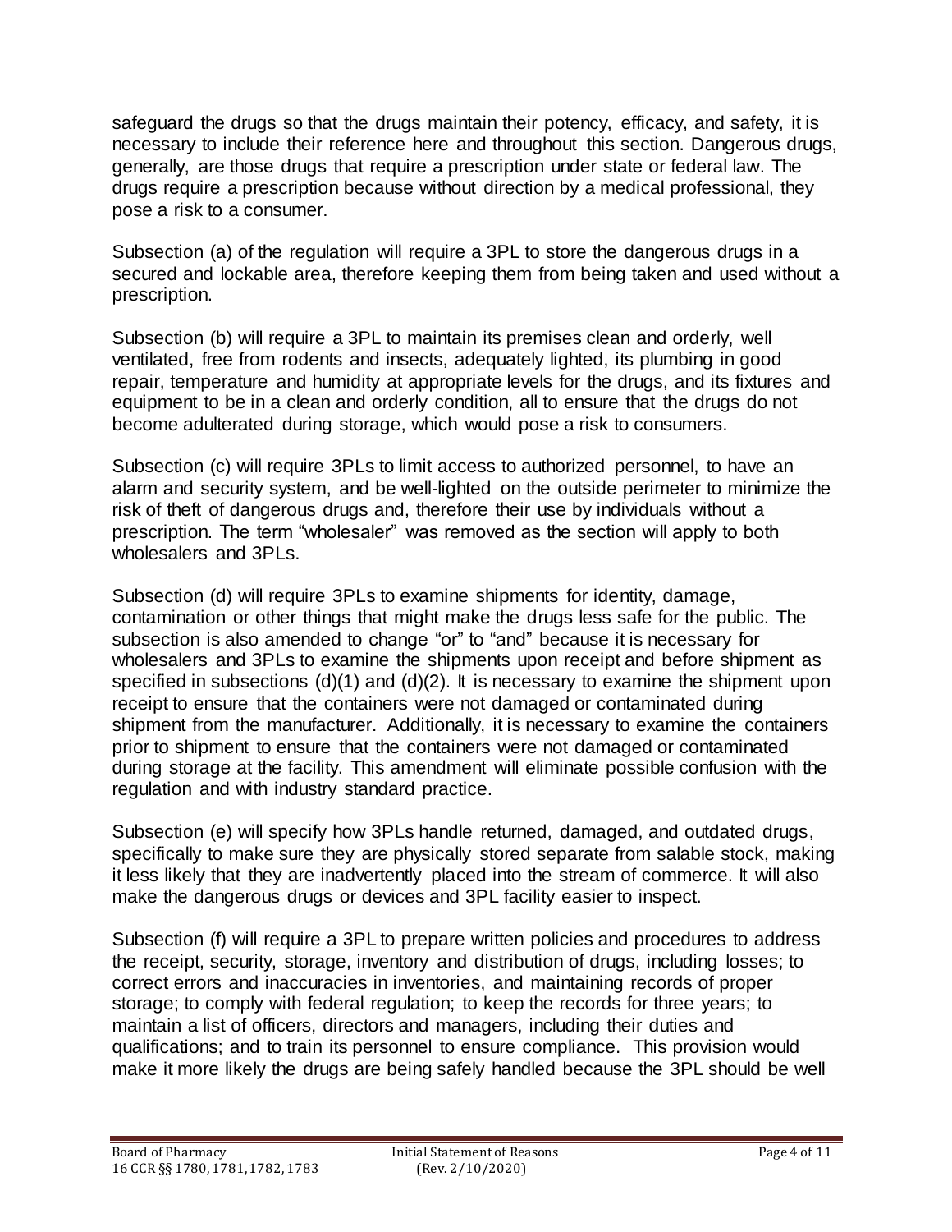safeguard the drugs so that the drugs maintain their potency, efficacy, and safety, it is necessary to include their reference here and throughout this section. Dangerous drugs, generally, are those drugs that require a prescription under state or federal law. The drugs require a prescription because without direction by a medical professional, they pose a risk to a consumer.

Subsection (a) of the regulation will require a 3PL to store the dangerous drugs in a secured and lockable area, therefore keeping them from being taken and used without a prescription.

Subsection (b) will require a 3PL to maintain its premises clean and orderly, well ventilated, free from rodents and insects, adequately lighted, its plumbing in good repair, temperature and humidity at appropriate levels for the drugs, and its fixtures and equipment to be in a clean and orderly condition, all to ensure that the drugs do not become adulterated during storage, which would pose a risk to consumers.

Subsection (c) will require 3PLs to limit access to authorized personnel, to have an alarm and security system, and be well-lighted on the outside perimeter to minimize the risk of theft of dangerous drugs and, therefore their use by individuals without a prescription. The term "wholesaler" was removed as the section will apply to both wholesalers and 3PLs.

Subsection (d) will require 3PLs to examine shipments for identity, damage, contamination or other things that might make the drugs less safe for the public. The subsection is also amended to change "or" to "and" because it is necessary for wholesalers and 3PLs to examine the shipments upon receipt and before shipment as specified in subsections (d)(1) and (d)(2). It is necessary to examine the shipment upon receipt to ensure that the containers were not damaged or contaminated during shipment from the manufacturer. Additionally, it is necessary to examine the containers prior to shipment to ensure that the containers were not damaged or contaminated during storage at the facility. This amendment will eliminate possible confusion with the regulation and with industry standard practice.

Subsection (e) will specify how 3PLs handle returned, damaged, and outdated drugs, specifically to make sure they are physically stored separate from salable stock, making it less likely that they are inadvertently placed into the stream of commerce. It will also make the dangerous drugs or devices and 3PL facility easier to inspect.

Subsection (f) will require a 3PL to prepare written policies and procedures to address the receipt, security, storage, inventory and distribution of drugs, including losses; to correct errors and inaccuracies in inventories, and maintaining records of proper storage; to comply with federal regulation; to keep the records for three years; to maintain a list of officers, directors and managers, including their duties and qualifications; and to train its personnel to ensure compliance. This provision would make it more likely the drugs are being safely handled because the 3PL should be well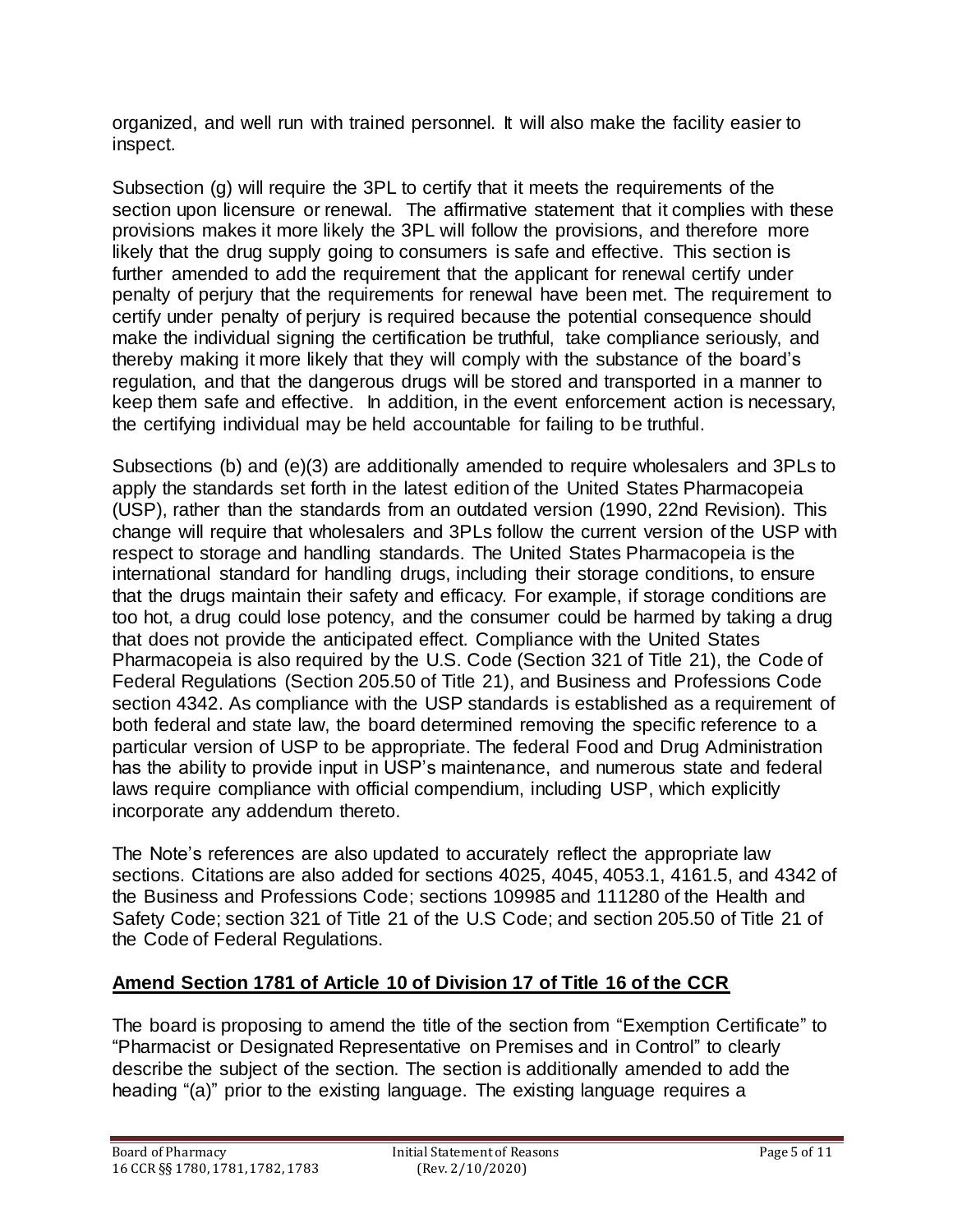organized, and well run with trained personnel. It will also make the facility easier to inspect.

Subsection (g) will require the 3PL to certify that it meets the requirements of the section upon licensure or renewal. The affirmative statement that it complies with these provisions makes it more likely the 3PL will follow the provisions, and therefore more likely that the drug supply going to consumers is safe and effective. This section is further amended to add the requirement that the applicant for renewal certify under penalty of perjury that the requirements for renewal have been met. The requirement to certify under penalty of perjury is required because the potential consequence should make the individual signing the certification be truthful, take compliance seriously, and thereby making it more likely that they will comply with the substance of the board's regulation, and that the dangerous drugs will be stored and transported in a manner to keep them safe and effective. In addition, in the event enforcement action is necessary, the certifying individual may be held accountable for failing to be truthful.

Subsections (b) and (e)(3) are additionally amended to require wholesalers and 3PLs to apply the standards set forth in the latest edition of the United States Pharmacopeia (USP), rather than the standards from an outdated version (1990, 22nd Revision). This change will require that wholesalers and 3PLs follow the current version of the USP with respect to storage and handling standards. The United States Pharmacopeia is the international standard for handling drugs, including their storage conditions, to ensure that the drugs maintain their safety and efficacy. For example, if storage conditions are too hot, a drug could lose potency, and the consumer could be harmed by taking a drug that does not provide the anticipated effect. Compliance with the United States Pharmacopeia is also required by the U.S. Code (Section 321 of Title 21), the Code of Federal Regulations (Section 205.50 of Title 21), and Business and Professions Code section 4342. As compliance with the USP standards is established as a requirement of both federal and state law, the board determined removing the specific reference to a particular version of USP to be appropriate. The federal Food and Drug Administration has the ability to provide input in USP's maintenance, and numerous state and federal laws require compliance with official compendium, including USP, which explicitly incorporate any addendum thereto.

The Note's references are also updated to accurately reflect the appropriate law sections. Citations are also added for sections 4025, 4045, 4053.1, 4161.5, and 4342 of the Business and Professions Code; sections 109985 and 111280 of the Health and Safety Code; section 321 of Title 21 of the U.S Code; and section 205.50 of Title 21 of the Code of Federal Regulations.

## **Amend Section 1781 of Article 10 of Division 17 of Title 16 of the CCR**

The board is proposing to amend the title of the section from "Exemption Certificate" to "Pharmacist or Designated Representative on Premises and in Control" to clearly describe the subject of the section. The section is additionally amended to add the heading "(a)" prior to the existing language. The existing language requires a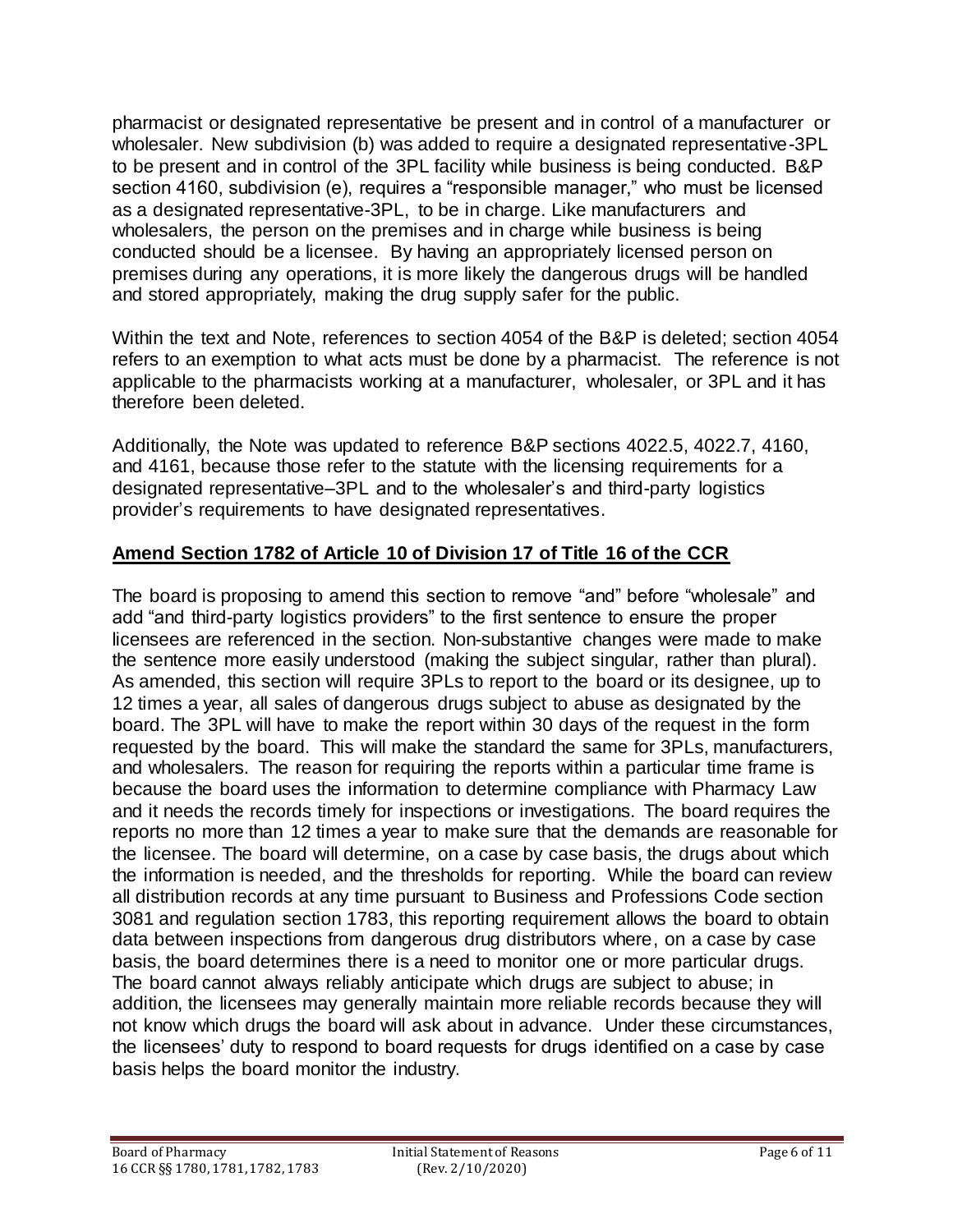pharmacist or designated representative be present and in control of a manufacturer or wholesaler. New subdivision (b) was added to require a designated representative-3PL to be present and in control of the 3PL facility while business is being conducted. B&P section 4160, subdivision (e), requires a "responsible manager," who must be licensed as a designated representative-3PL, to be in charge. Like manufacturers and wholesalers, the person on the premises and in charge while business is being conducted should be a licensee. By having an appropriately licensed person on premises during any operations, it is more likely the dangerous drugs will be handled and stored appropriately, making the drug supply safer for the public.

Within the text and Note, references to section 4054 of the B&P is deleted; section 4054 refers to an exemption to what acts must be done by a pharmacist. The reference is not applicable to the pharmacists working at a manufacturer, wholesaler, or 3PL and it has therefore been deleted.

Additionally, the Note was updated to reference B&P sections 4022.5, 4022.7, 4160, and 4161, because those refer to the statute with the licensing requirements for a designated representative–3PL and to the wholesaler's and third-party logistics provider's requirements to have designated representatives.

## Amend Section 1782 of Article 10 of Division 17 of Title 16 of the CCR

The board is proposing to amend this section to remove "and" before "wholesale" and add "and third-party logistics providers" to the first sentence to ensure the proper licensees are referenced in the section. Non-substantive changes were made to make the sentence more easily understood (making the subject singular, rather than plural). As amended, this section will require 3PLs to report to the board or its designee, up to 12 times a year, all sales of dangerous drugs subject to abuse as designated by the board. The 3PL will have to make the report within 30 days of the request in the form requested by the board. This will make the standard the same for 3PLs, manufacturers, and wholesalers. The reason for requiring the reports within a particular time frame is because the board uses the information to determine compliance with Pharmacy Law and it needs the records timely for inspections or investigations. The board requires the reports no more than 12 times a year to make sure that the demands are reasonable for the licensee. The board will determine, on a case by case basis, the drugs about which the information is needed, and the thresholds for reporting. While the board can review all distribution records at any time pursuant to Business and Professions Code section 3081 and regulation section 1783, this reporting requirement allows the board to obtain data between inspections from dangerous drug distributors where, on a case by case basis, the board determines there is a need to monitor one or more particular drugs. The board cannot always reliably anticipate which drugs are subject to abuse; in addition, the licensees may generally maintain more reliable records because they will not know which drugs the board will ask about in advance. Under these circumstances, the licensees' duty to respond to board requests for drugs identified on a case by case basis helps the board monitor the industry.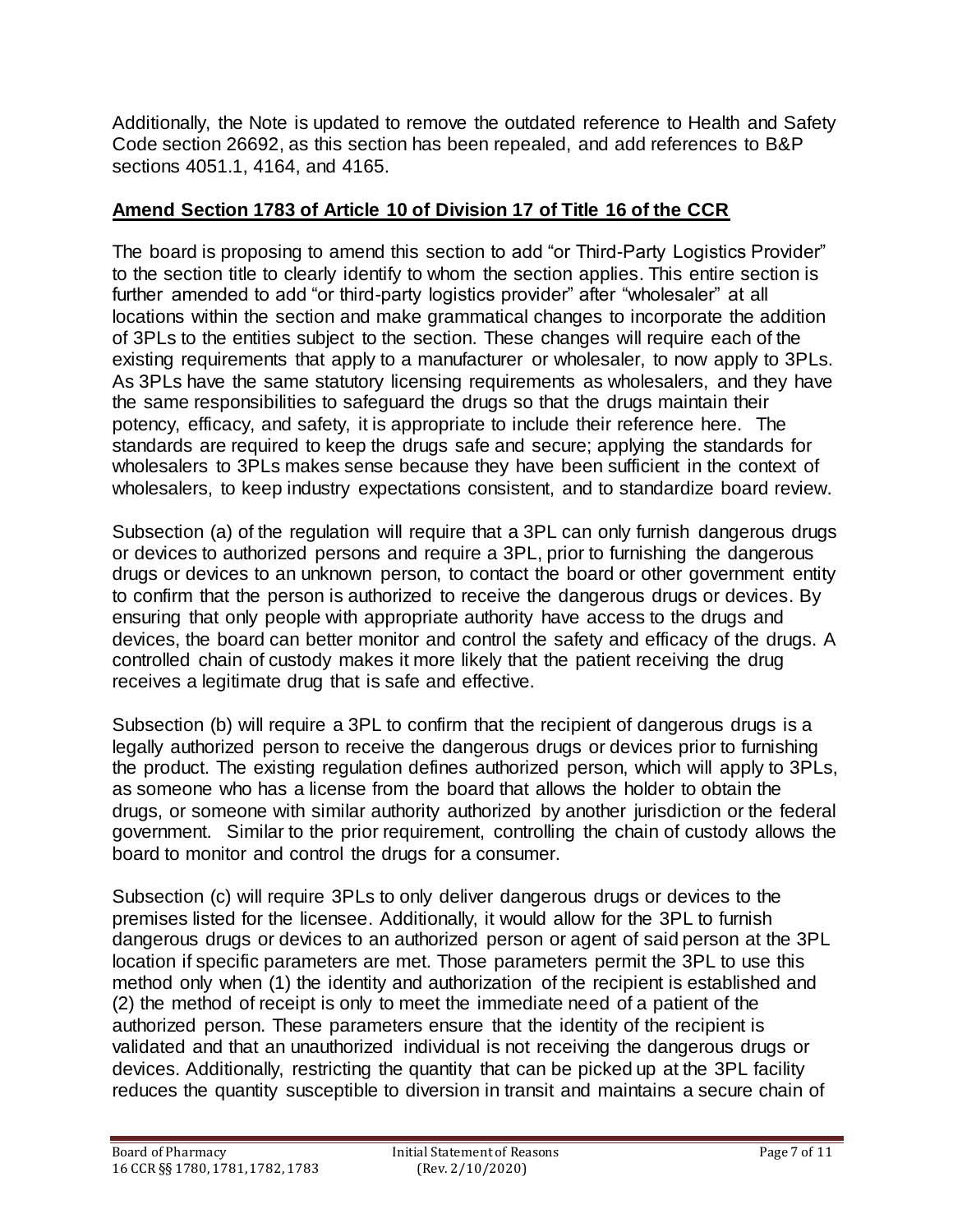Additionally, the Note is updated to remove the outdated reference to Health and Safety Code section 26692, as this section has been repealed, and add references to B&P sections 4051.1, 4164, and 4165.

## **Amend Section 1783 of Article 10 of Division 17 of Title 16 of the CCR**

The board is proposing to amend this section to add "or Third-Party Logistics Provider" to the section title to clearly identify to whom the section applies. This entire section is further amended to add "or third-party logistics provider" after "wholesaler" at all locations within the section and make grammatical changes to incorporate the addition of 3PLs to the entities subject to the section. These changes will require each of the existing requirements that apply to a manufacturer or wholesaler, to now apply to 3PLs. As 3PLs have the same statutory licensing requirements as wholesalers, and they have the same responsibilities to safeguard the drugs so that the drugs maintain their potency, efficacy, and safety, it is appropriate to include their reference here. The standards are required to keep the drugs safe and secure; applying the standards for wholesalers to 3PLs makes sense because they have been sufficient in the context of wholesalers, to keep industry expectations consistent, and to standardize board review.

Subsection (a) of the regulation will require that a 3PL can only furnish dangerous drugs or devices to authorized persons and require a 3PL, prior to furnishing the dangerous drugs or devices to an unknown person, to contact the board or other government entity to confirm that the person is authorized to receive the dangerous drugs or devices. By ensuring that only people with appropriate authority have access to the drugs and devices, the board can better monitor and control the safety and efficacy of the drugs. A controlled chain of custody makes it more likely that the patient receiving the drug receives a legitimate drug that is safe and effective.

Subsection (b) will require a 3PL to confirm that the recipient of dangerous drugs is a legally authorized person to receive the dangerous drugs or devices prior to furnishing the product. The existing regulation defines authorized person, which will apply to 3PLs, as someone who has a license from the board that allows the holder to obtain the drugs, or someone with similar authority authorized by another jurisdiction or the federal government. Similar to the prior requirement, controlling the chain of custody allows the board to monitor and control the drugs for a consumer.

Subsection (c) will require 3PLs to only deliver dangerous drugs or devices to the premises listed for the licensee. Additionally, it would allow for the 3PL to furnish dangerous drugs or devices to an authorized person or agent of said person at the 3PL location if specific parameters are met. Those parameters permit the 3PL to use this method only when (1) the identity and authorization of the recipient is established and (2) the method of receipt is only to meet the immediate need of a patient of the authorized person. These parameters ensure that the identity of the recipient is validated and that an unauthorized individual is not receiving the dangerous drugs or devices. Additionally, restricting the quantity that can be picked up at the 3PL facility reduces the quantity susceptible to diversion in transit and maintains a secure chain of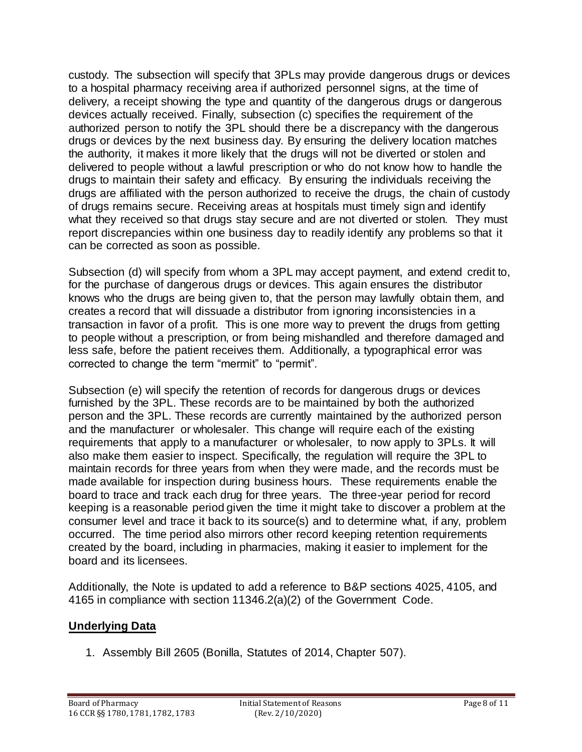custody. The subsection will specify that 3PLs may provide dangerous drugs or devices to a hospital pharmacy receiving area if authorized personnel signs, at the time of delivery, a receipt showing the type and quantity of the dangerous drugs or dangerous devices actually received. Finally, subsection (c) specifies the requirement of the authorized person to notify the 3PL should there be a discrepancy with the dangerous drugs or devices by the next business day. By ensuring the delivery location matches the authority, it makes it more likely that the drugs will not be diverted or stolen and delivered to people without a lawful prescription or who do not know how to handle the drugs to maintain their safety and efficacy. By ensuring the individuals receiving the drugs are affiliated with the person authorized to receive the drugs, the chain of custody of drugs remains secure. Receiving areas at hospitals must timely sign and identify what they received so that drugs stay secure and are not diverted or stolen. They must report discrepancies within one business day to readily identify any problems so that it can be corrected as soon as possible.

Subsection (d) will specify from whom a 3PL may accept payment, and extend credit to, for the purchase of dangerous drugs or devices. This again ensures the distributor knows who the drugs are being given to, that the person may lawfully obtain them, and creates a record that will dissuade a distributor from ignoring inconsistencies in a transaction in favor of a profit. This is one more way to prevent the drugs from getting to people without a prescription, or from being mishandled and therefore damaged and less safe, before the patient receives them. Additionally, a typographical error was corrected to change the term "mermit" to "permit".

Subsection (e) will specify the retention of records for dangerous drugs or devices furnished by the 3PL. These records are to be maintained by both the authorized person and the 3PL. These records are currently maintained by the authorized person and the manufacturer or wholesaler. This change will require each of the existing requirements that apply to a manufacturer or wholesaler, to now apply to 3PLs. It will also make them easier to inspect. Specifically, the regulation will require the 3PL to maintain records for three years from when they were made, and the records must be made available for inspection during business hours. These requirements enable the board to trace and track each drug for three years. The three-year period for record keeping is a reasonable period given the time it might take to discover a problem at the consumer level and trace it back to its source(s) and to determine what, if any, problem occurred. The time period also mirrors other record keeping retention requirements created by the board, including in pharmacies, making it easier to implement for the board and its licensees.

Additionally, the Note is updated to add a reference to B&P sections 4025, 4105, and 4165 in compliance with section 11346.2(a)(2) of the Government Code.

## Underlying Data

1. Assembly Bill 2605 (Bonilla, Statutes of 2014, Chapter 507).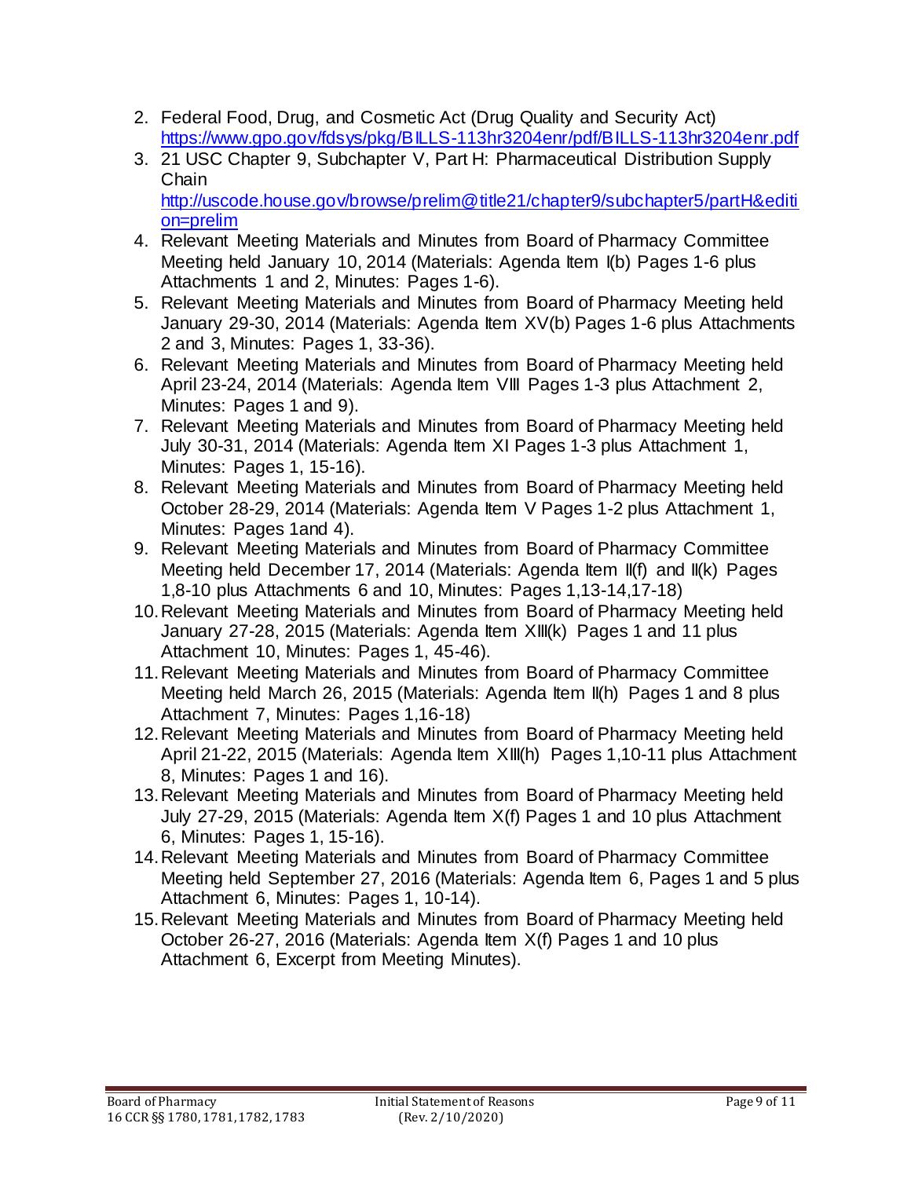2. Federal Food, Drug, and Cosmetic Act (Drug Quality and Security Act) https://www.gpo.gov/fdsys/pkg/BILLS-113hr3204enr/pdf/BILLS-113hr3204enr.pdf
3. 21 USC Chapter 9, Subchapter V, Part H: Pharmaceutical Distribution Supply Chain http://uscode.house.gov/browse/prelim@title21/chapter9/subchapter5/partH&edition=prelim
4. Relevant Meeting Materials and Minutes from Board of Pharmacy Committee Meeting held January 10, 2014 (Materials: Agenda Item I(b) Pages 1-6 plus Attachments 1 and 2, Minutes: Pages 1-6).
5. Relevant Meeting Materials and Minutes from Board of Pharmacy Meeting held January 29-30, 2014 (Materials: Agenda Item XV(b) Pages 1-6 plus Attachments 2 and 3, Minutes: Pages 1, 33-36).
6. Relevant Meeting Materials and Minutes from Board of Pharmacy Meeting held April 23-24, 2014 (Materials: Agenda Item VIII Pages 1-3 plus Attachment 2, Minutes: Pages 1 and 9).
7. Relevant Meeting Materials and Minutes from Board of Pharmacy Meeting held July 30-31, 2014 (Materials: Agenda Item XI Pages 1-3 plus Attachment 1, Minutes: Pages 1, 15-16).
8. Relevant Meeting Materials and Minutes from Board of Pharmacy Meeting held October 28-29, 2014 (Materials: Agenda Item V Pages 1-2 plus Attachment 1, Minutes: Pages 1and 4).
9. Relevant Meeting Materials and Minutes from Board of Pharmacy Committee Meeting held December 17, 2014 (Materials: Agenda Item II(f) and II(k) Pages 1,8-10 plus Attachments 6 and 10, Minutes: Pages 1,13-14,17-18)
10. Relevant Meeting Materials and Minutes from Board of Pharmacy Meeting held January 27-28, 2015 (Materials: Agenda Item XIII(k) Pages 1 and 11 plus Attachment 10, Minutes: Pages 1, 45-46).
11. Relevant Meeting Materials and Minutes from Board of Pharmacy Committee Meeting held March 26, 2015 (Materials: Agenda Item II(h) Pages 1 and 8 plus Attachment 7, Minutes: Pages 1,16-18)
12. Relevant Meeting Materials and Minutes from Board of Pharmacy Meeting held April 21-22, 2015 (Materials: Agenda Item XIII(h) Pages 1,10-11 plus Attachment 8, Minutes: Pages 1 and 16).
13. Relevant Meeting Materials and Minutes from Board of Pharmacy Meeting held July 27-29, 2015 (Materials: Agenda Item X(f) Pages 1 and 10 plus Attachment 6, Minutes: Pages 1, 15-16).
14. Relevant Meeting Materials and Minutes from Board of Pharmacy Committee Meeting held September 27, 2016 (Materials: Agenda Item 6, Pages 1 and 5 plus Attachment 6, Minutes: Pages 1, 10-14).
15. Relevant Meeting Materials and Minutes from Board of Pharmacy Meeting held October 26-27, 2016 (Materials: Agenda Item X(f) Pages 1 and 10 plus Attachment 6, Excerpt from Meeting Minutes).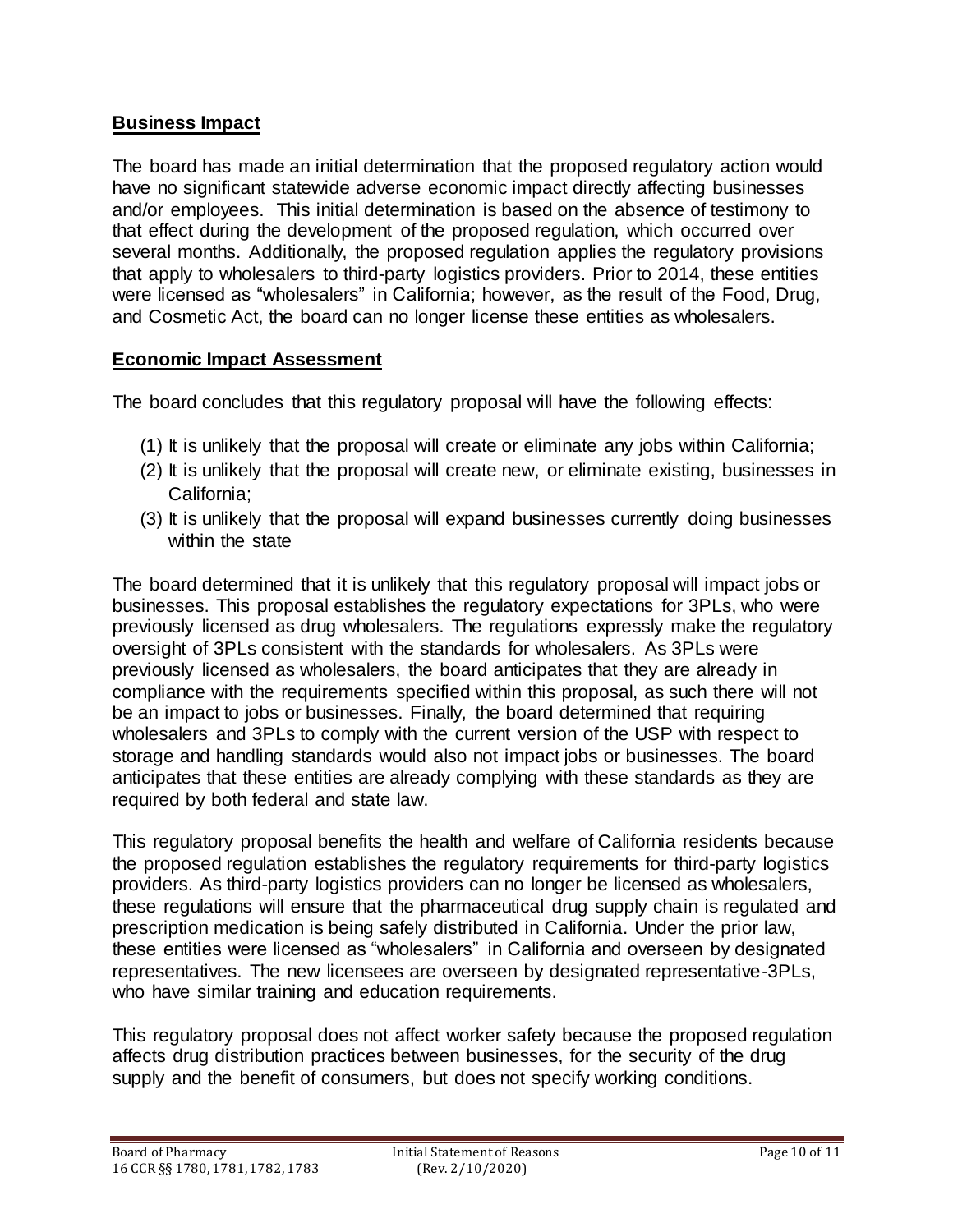## Business Impact

The board has made an initial determination that the proposed regulatory action would have no significant statewide adverse economic impact directly affecting businesses and/or employees. This initial determination is based on the absence of testimony to that effect during the development of the proposed regulation, which occurred over several months. Additionally, the proposed regulation applies the regulatory provisions that apply to wholesalers to third-party logistics providers. Prior to 2014, these entities were licensed as "wholesalers" in California; however, as the result of the Food, Drug, and Cosmetic Act, the board can no longer license these entities as wholesalers.

## Economic Impact Assessment

The board concludes that this regulatory proposal will have the following effects:

(1) It is unlikely that the proposal will create or eliminate any jobs within California;
(2) It is unlikely that the proposal will create new, or eliminate existing, businesses in California;
(3) It is unlikely that the proposal will expand businesses currently doing businesses within the state

The board determined that it is unlikely that this regulatory proposal will impact jobs or businesses. This proposal establishes the regulatory expectations for 3PLs, who were previously licensed as drug wholesalers. The regulations expressly make the regulatory oversight of 3PLs consistent with the standards for wholesalers. As 3PLs were previously licensed as wholesalers, the board anticipates that they are already in compliance with the requirements specified within this proposal, as such there will not be an impact to jobs or businesses. Finally, the board determined that requiring wholesalers and 3PLs to comply with the current version of the USP with respect to storage and handling standards would also not impact jobs or businesses. The board anticipates that these entities are already complying with these standards as they are required by both federal and state law.

This regulatory proposal benefits the health and welfare of California residents because the proposed regulation establishes the regulatory requirements for third-party logistics providers. As third-party logistics providers can no longer be licensed as wholesalers, these regulations will ensure that the pharmaceutical drug supply chain is regulated and prescription medication is being safely distributed in California. Under the prior law, these entities were licensed as "wholesalers" in California and overseen by designated representatives. The new licensees are overseen by designated representative-3PLs, who have similar training and education requirements.

This regulatory proposal does not affect worker safety because the proposed regulation affects drug distribution practices between businesses, for the security of the drug supply and the benefit of consumers, but does not specify working conditions.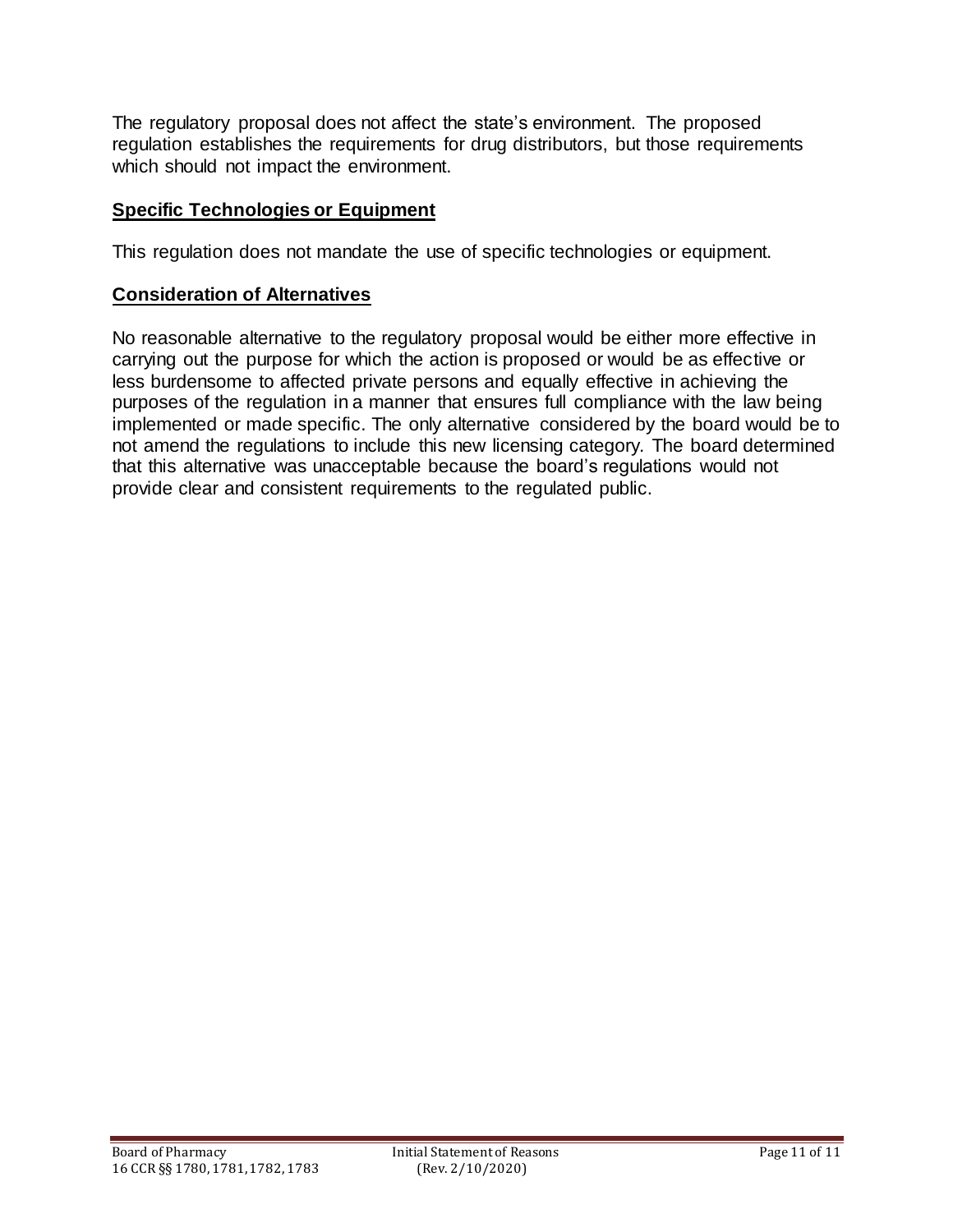The regulatory proposal does not affect the state's environment. The proposed regulation establishes the requirements for drug distributors, but those requirements which should not impact the environment.

## Specific Technologies or Equipment

This regulation does not mandate the use of specific technologies or equipment.

## Consideration of Alternatives

No reasonable alternative to the regulatory proposal would be either more effective in carrying out the purpose for which the action is proposed or would be as effective or less burdensome to affected private persons and equally effective in achieving the purposes of the regulation in a manner that ensures full compliance with the law being implemented or made specific. The only alternative considered by the board would be to not amend the regulations to include this new licensing category. The board determined that this alternative was unacceptable because the board's regulations would not provide clear and consistent requirements to the regulated public.